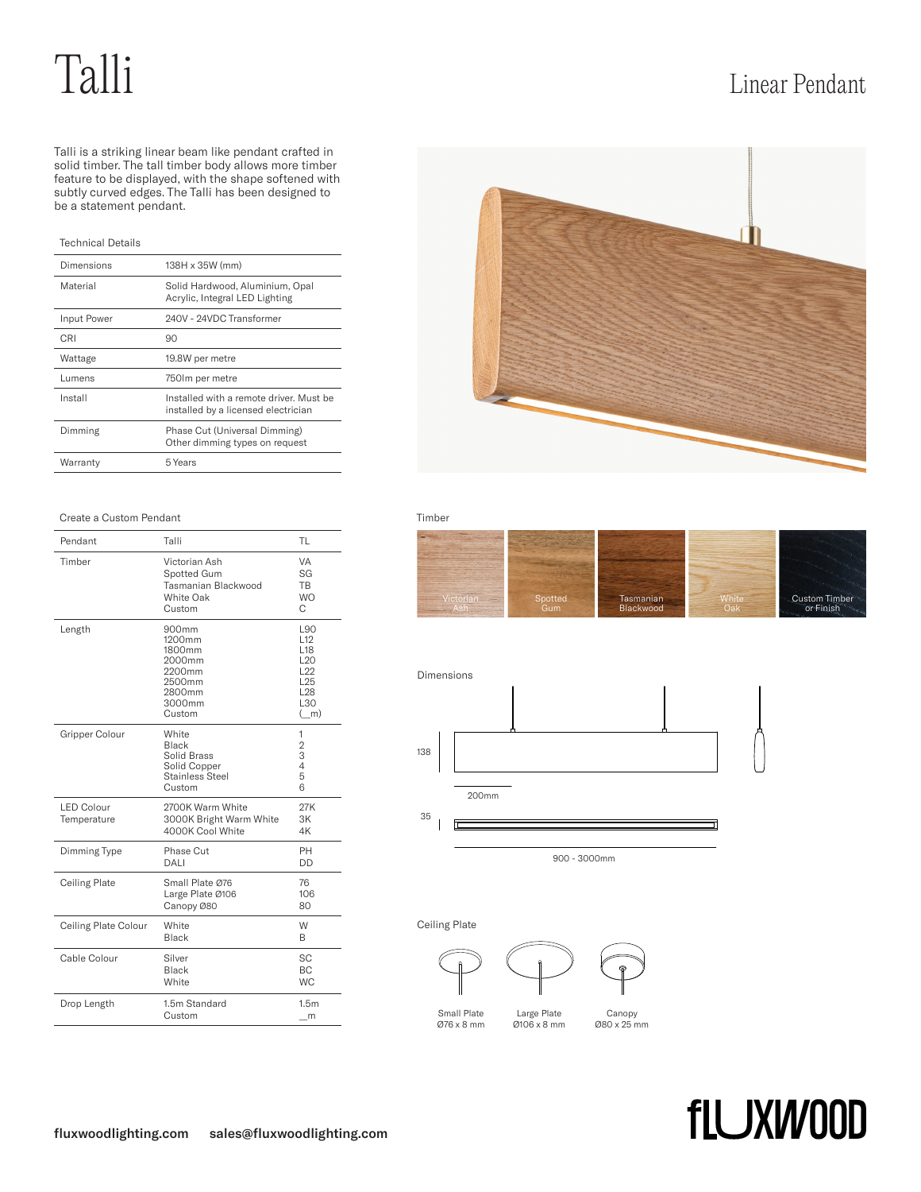# Talli

## Linear Pendant

Talli is a striking linear beam like pendant crafted in solid timber. The tall timber body allows more timber feature to be displayed, with the shape softened with subtly curved edges. The Talli has been designed to be a statement pendant.

### Technical Details

| | |
|---|---|
| Dimensions | 138H x 35W (mm) |
| Material | Solid Hardwood, Aluminium, Opal Acrylic, Integral LED Lighting |
| Input Power | 240V - 24VDC Transformer |
| CRI | 90 |
| Wattage | 19.8W per metre |
| Lumens | 750lm per metre |
| Install | Installed with a remote driver. Must be installed by a licensed electrician |
| Dimming | Phase Cut (Universal Dimming)<br>Other dimming types on request |
| Warranty | 5 Years |

### Create a Custom Pendant

| | | |
|---|---|---|
| Pendant | Talli | TL |
| Timber | Victorian Ash<br>Spotted Gum<br>Tasmanian Blackwood<br>White Oak<br>Custom | VA<br>SG<br>TB<br>WO<br>C |
| Length | 900mm<br>1200mm<br>1800mm<br>2000mm<br>2200mm<br>2500mm<br>2800mm<br>3000mm<br>Custom | L90<br>L12<br>L18<br>L20<br>L22<br>L25<br>L28<br>L30<br>(_m) |
| Gripper Colour | White<br>Black<br>Solid Brass<br>Solid Copper<br>Stainless Steel<br>Custom | 1<br>2<br>3<br>4<br>5<br>6 |
| LED Colour Temperature | 2700K Warm White<br>3000K Bright Warm White<br>4000K Cool White | 27K<br>3K<br>4K |
| Dimming Type | Phase Cut<br>DALI | PH<br>DD |
| Ceiling Plate | Small Plate Ø76<br>Large Plate Ø106<br>Canopy Ø80 | 76<br>106<br>80 |
| Ceiling Plate Colour | White<br>Black | W<br>B |
| Cable Colour | Silver<br>Black<br>White | SC<br>BC<br>WC |
| Drop Length | 1.5m Standard<br>Custom | 1.5m<br>_m |

### Timber

Victorian Ash · Spotted Gum · Tasmanian Blackwood · White Oak · Custom Timber or Finish

### Dimensions

138 · 200mm · 35 · 900 - 3000mm

### Ceiling Plate

Small Plate Ø76 x 8 mm · Large Plate Ø106 x 8 mm · Canopy Ø80 x 25 mm

fluxwoodlighting.com sales@fluxwoodlighting.com

FLUXWOOD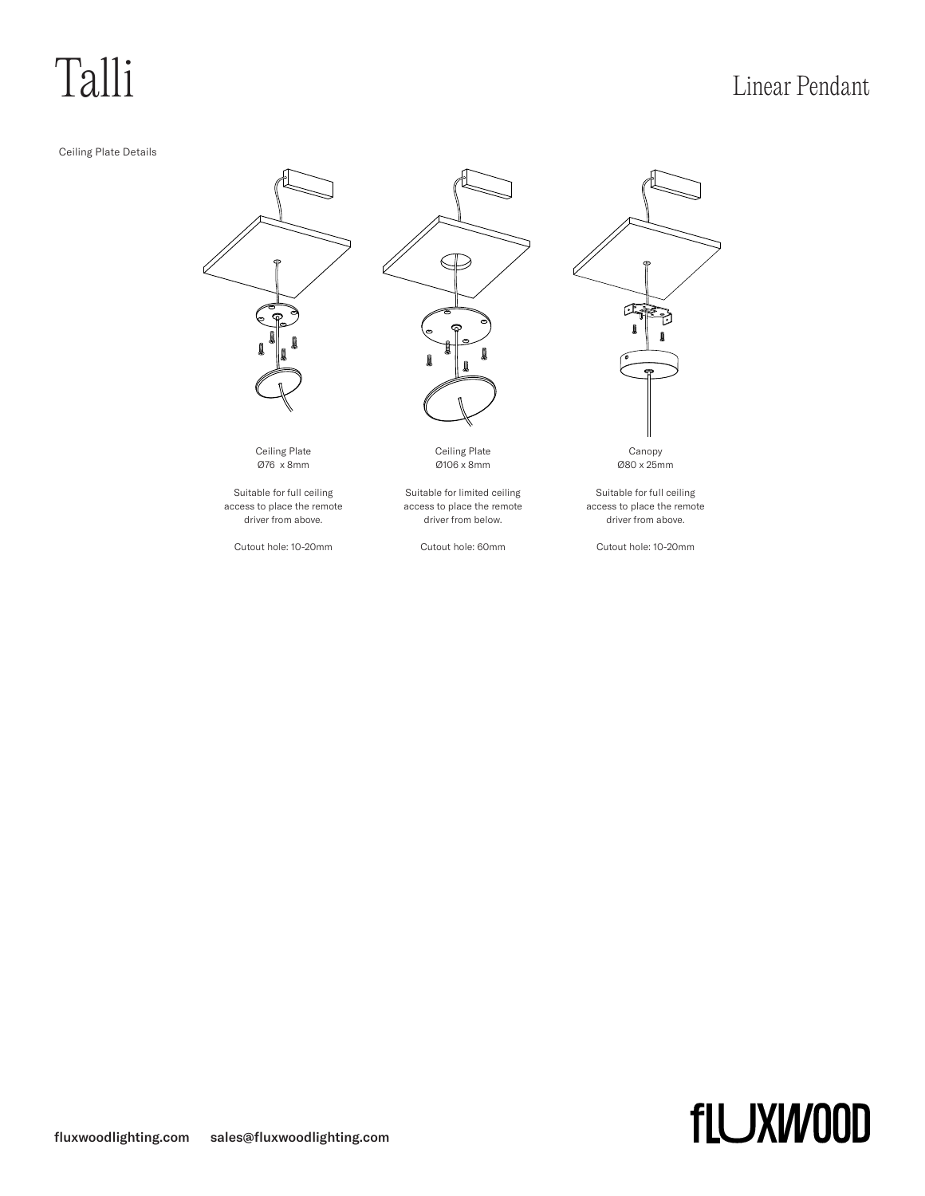# Talli

## Linear Pendant

Ceiling Plate Details

Ceiling Plate
Ø76 x 8mm

Suitable for full ceiling access to place the remote driver from above.

Cutout hole: 10-20mm

Ceiling Plate
Ø106 x 8mm

Suitable for limited ceiling access to place the remote driver from below.

Cutout hole: 60mm

Canopy
Ø80 x 25mm

Suitable for full ceiling access to place the remote driver from above.

Cutout hole: 10-20mm

fluxwoodlighting.com sales@fluxwoodlighting.com

fLUXWOOD